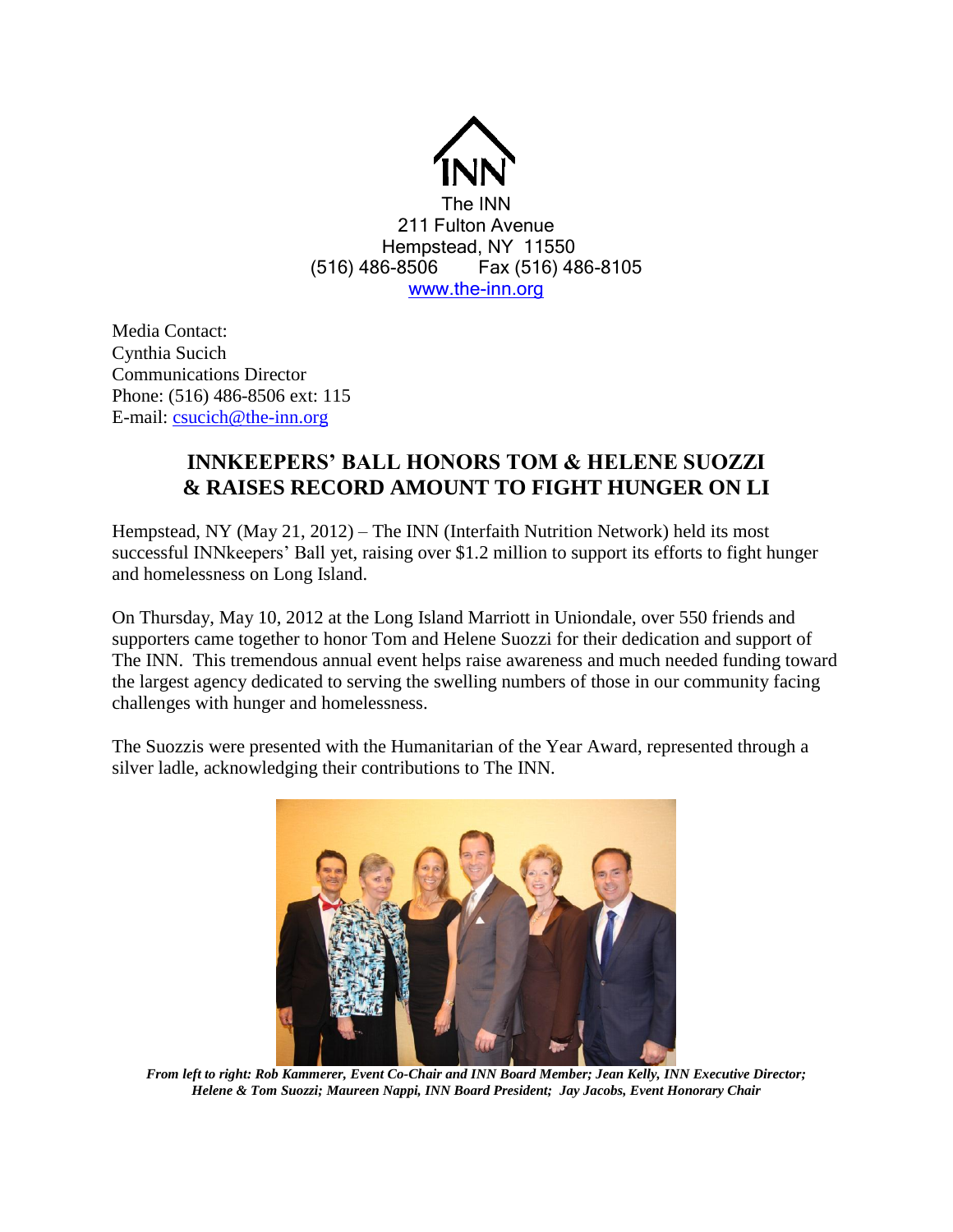INN

The INN
211 Fulton Avenue
Hempstead, NY 11550
(516) 486-8506 Fax (516) 486-8105
www.the-inn.org

Media Contact:
Cynthia Sucich
Communications Director
Phone: (516) 486-8506 ext: 115
E-mail: csucich@the-inn.org

# INNKEEPERS' BALL HONORS TOM & HELENE SUOZZI & RAISES RECORD AMOUNT TO FIGHT HUNGER ON LI

Hempstead, NY (May 21, 2012) – The INN (Interfaith Nutrition Network) held its most successful INNkeepers' Ball yet, raising over $1.2 million to support its efforts to fight hunger and homelessness on Long Island.

On Thursday, May 10, 2012 at the Long Island Marriott in Uniondale, over 550 friends and supporters came together to honor Tom and Helene Suozzi for their dedication and support of The INN. This tremendous annual event helps raise awareness and much needed funding toward the largest agency dedicated to serving the swelling numbers of those in our community facing challenges with hunger and homelessness.

The Suozzis were presented with the Humanitarian of the Year Award, represented through a silver ladle, acknowledging their contributions to The INN.

***From left to right: Rob Kammerer, Event Co-Chair and INN Board Member; Jean Kelly, INN Executive Director; Helene & Tom Suozzi; Maureen Nappi, INN Board President; Jay Jacobs, Event Honorary Chair***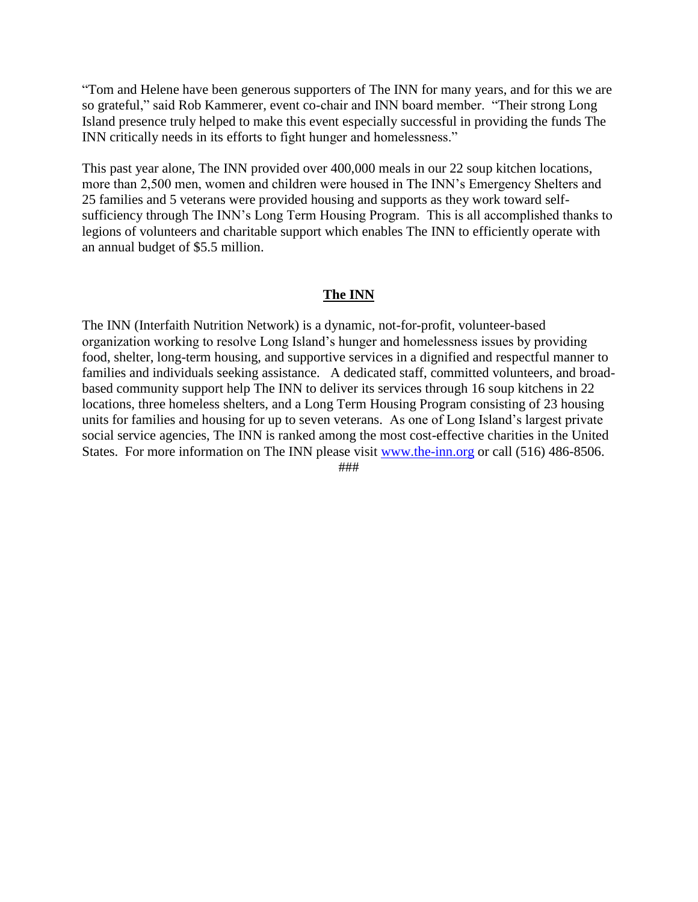"Tom and Helene have been generous supporters of The INN for many years, and for this we are so grateful," said Rob Kammerer, event co-chair and INN board member. "Their strong Long Island presence truly helped to make this event especially successful in providing the funds The INN critically needs in its efforts to fight hunger and homelessness."

This past year alone, The INN provided over 400,000 meals in our 22 soup kitchen locations, more than 2,500 men, women and children were housed in The INN's Emergency Shelters and 25 families and 5 veterans were provided housing and supports as they work toward self-sufficiency through The INN's Long Term Housing Program. This is all accomplished thanks to legions of volunteers and charitable support which enables The INN to efficiently operate with an annual budget of $5.5 million.

## The INN

The INN (Interfaith Nutrition Network) is a dynamic, not-for-profit, volunteer-based organization working to resolve Long Island's hunger and homelessness issues by providing food, shelter, long-term housing, and supportive services in a dignified and respectful manner to families and individuals seeking assistance. A dedicated staff, committed volunteers, and broad-based community support help The INN to deliver its services through 16 soup kitchens in 22 locations, three homeless shelters, and a Long Term Housing Program consisting of 23 housing units for families and housing for up to seven veterans. As one of Long Island's largest private social service agencies, The INN is ranked among the most cost-effective charities in the United States. For more information on The INN please visit [www.the-inn.org](http://www.the-inn.org) or call (516) 486-8506.

###